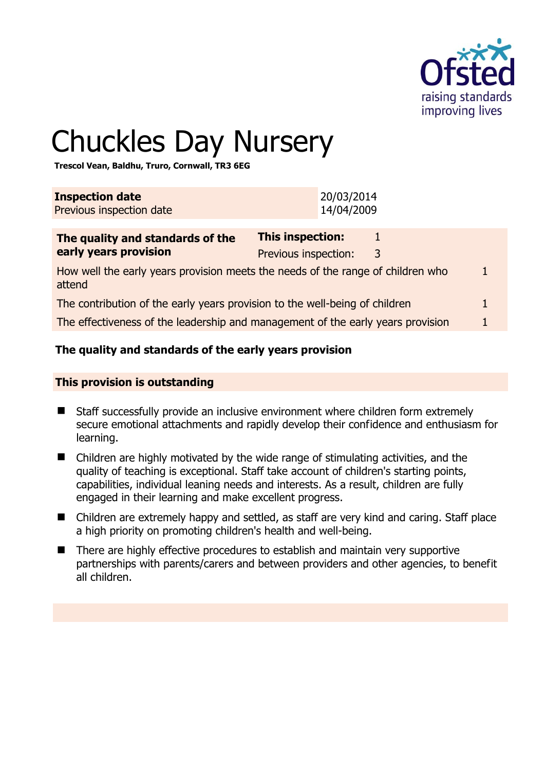# Chuckles Day Nursery

**Trescol Vean, Baldhu, Truro, Cornwall, TR3 6EG**

| **Inspection date** | 20/03/2014 |
|---|---|
| Previous inspection date | 14/04/2009 |

| **The quality and standards of the early years provision** | **This inspection:** | 1 |
|---|---|---|
| | Previous inspection: | 3 |
| How well the early years provision meets the needs of the range of children who attend | | 1 |
| The contribution of the early years provision to the well-being of children | | 1 |
| The effectiveness of the leadership and management of the early years provision | | 1 |

## The quality and standards of the early years provision

### This provision is outstanding

- Staff successfully provide an inclusive environment where children form extremely secure emotional attachments and rapidly develop their confidence and enthusiasm for learning.
- Children are highly motivated by the wide range of stimulating activities, and the quality of teaching is exceptional. Staff take account of children's starting points, capabilities, individual leaning needs and interests. As a result, children are fully engaged in their learning and make excellent progress.
- Children are extremely happy and settled, as staff are very kind and caring. Staff place a high priority on promoting children's health and well-being.
- There are highly effective procedures to establish and maintain very supportive partnerships with parents/carers and between providers and other agencies, to benefit all children.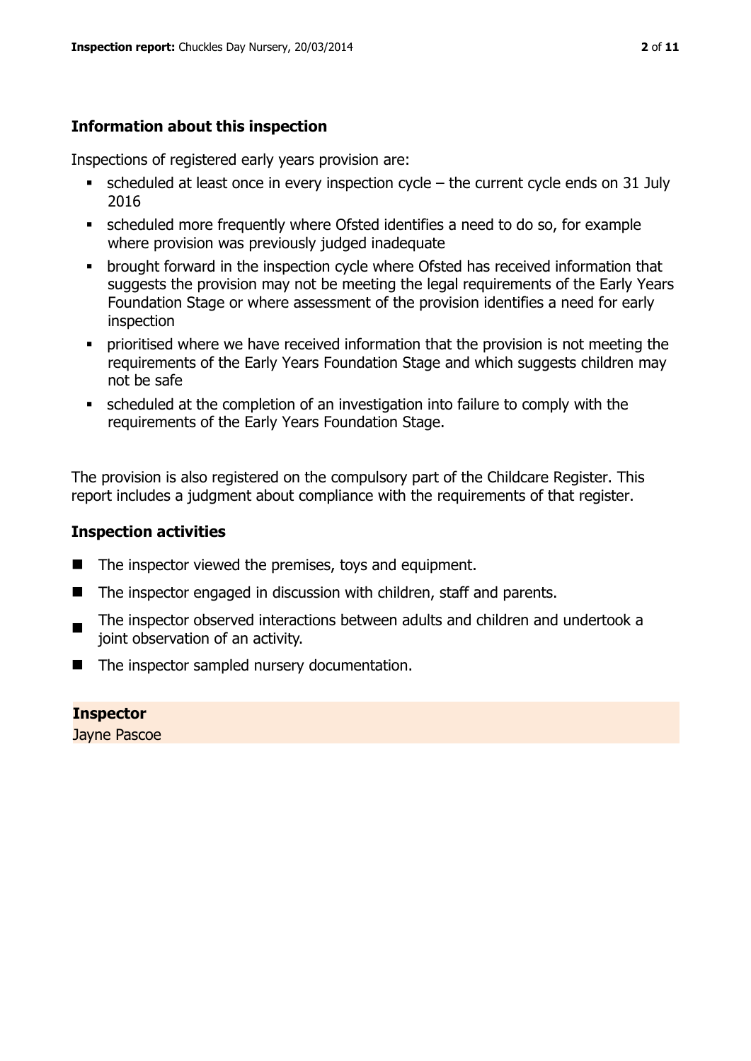## Information about this inspection

Inspections of registered early years provision are:

- scheduled at least once in every inspection cycle – the current cycle ends on 31 July 2016
- scheduled more frequently where Ofsted identifies a need to do so, for example where provision was previously judged inadequate
- brought forward in the inspection cycle where Ofsted has received information that suggests the provision may not be meeting the legal requirements of the Early Years Foundation Stage or where assessment of the provision identifies a need for early inspection
- prioritised where we have received information that the provision is not meeting the requirements of the Early Years Foundation Stage and which suggests children may not be safe
- scheduled at the completion of an investigation into failure to comply with the requirements of the Early Years Foundation Stage.

The provision is also registered on the compulsory part of the Childcare Register. This report includes a judgment about compliance with the requirements of that register.

## Inspection activities

- The inspector viewed the premises, toys and equipment.
- The inspector engaged in discussion with children, staff and parents.
- The inspector observed interactions between adults and children and undertook a joint observation of an activity.
- The inspector sampled nursery documentation.

**Inspector**
Jayne Pascoe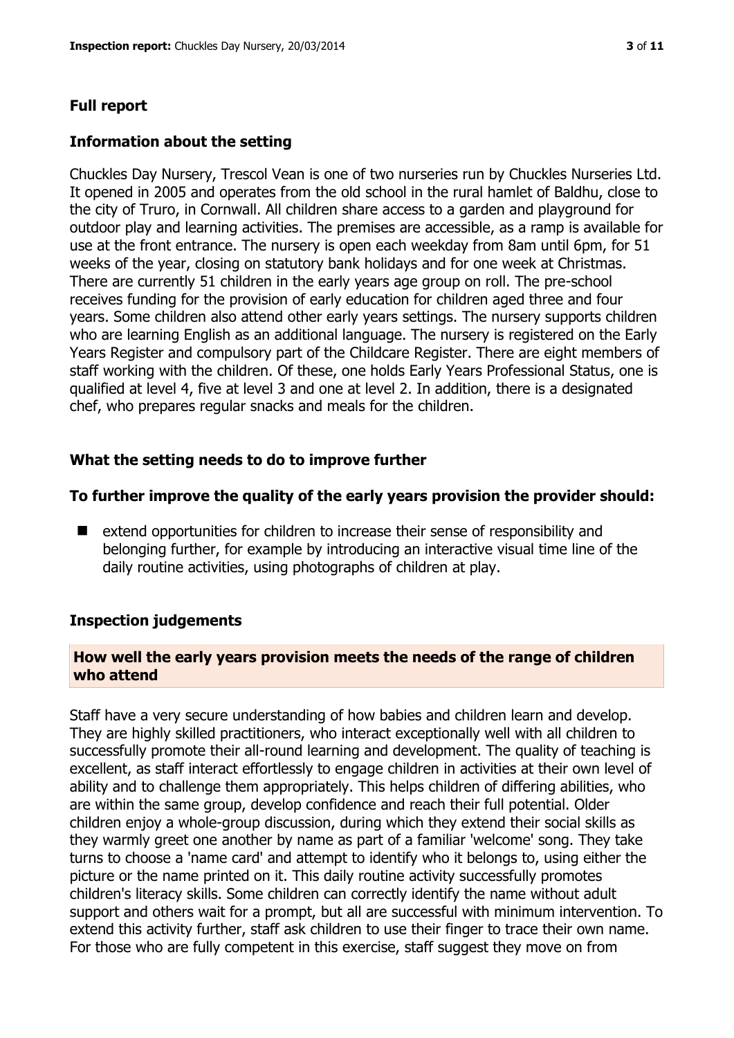## Full report

### Information about the setting

Chuckles Day Nursery, Trescol Vean is one of two nurseries run by Chuckles Nurseries Ltd. It opened in 2005 and operates from the old school in the rural hamlet of Baldhu, close to the city of Truro, in Cornwall. All children share access to a garden and playground for outdoor play and learning activities. The premises are accessible, as a ramp is available for use at the front entrance. The nursery is open each weekday from 8am until 6pm, for 51 weeks of the year, closing on statutory bank holidays and for one week at Christmas. There are currently 51 children in the early years age group on roll. The pre-school receives funding for the provision of early education for children aged three and four years. Some children also attend other early years settings. The nursery supports children who are learning English as an additional language. The nursery is registered on the Early Years Register and compulsory part of the Childcare Register. There are eight members of staff working with the children. Of these, one holds Early Years Professional Status, one is qualified at level 4, five at level 3 and one at level 2. In addition, there is a designated chef, who prepares regular snacks and meals for the children.

### What the setting needs to do to improve further

#### To further improve the quality of the early years provision the provider should:

- extend opportunities for children to increase their sense of responsibility and belonging further, for example by introducing an interactive visual time line of the daily routine activities, using photographs of children at play.

### Inspection judgements

#### How well the early years provision meets the needs of the range of children who attend

Staff have a very secure understanding of how babies and children learn and develop. They are highly skilled practitioners, who interact exceptionally well with all children to successfully promote their all-round learning and development. The quality of teaching is excellent, as staff interact effortlessly to engage children in activities at their own level of ability and to challenge them appropriately. This helps children of differing abilities, who are within the same group, develop confidence and reach their full potential. Older children enjoy a whole-group discussion, during which they extend their social skills as they warmly greet one another by name as part of a familiar 'welcome' song. They take turns to choose a 'name card' and attempt to identify who it belongs to, using either the picture or the name printed on it. This daily routine activity successfully promotes children's literacy skills. Some children can correctly identify the name without adult support and others wait for a prompt, but all are successful with minimum intervention. To extend this activity further, staff ask children to use their finger to trace their own name. For those who are fully competent in this exercise, staff suggest they move on from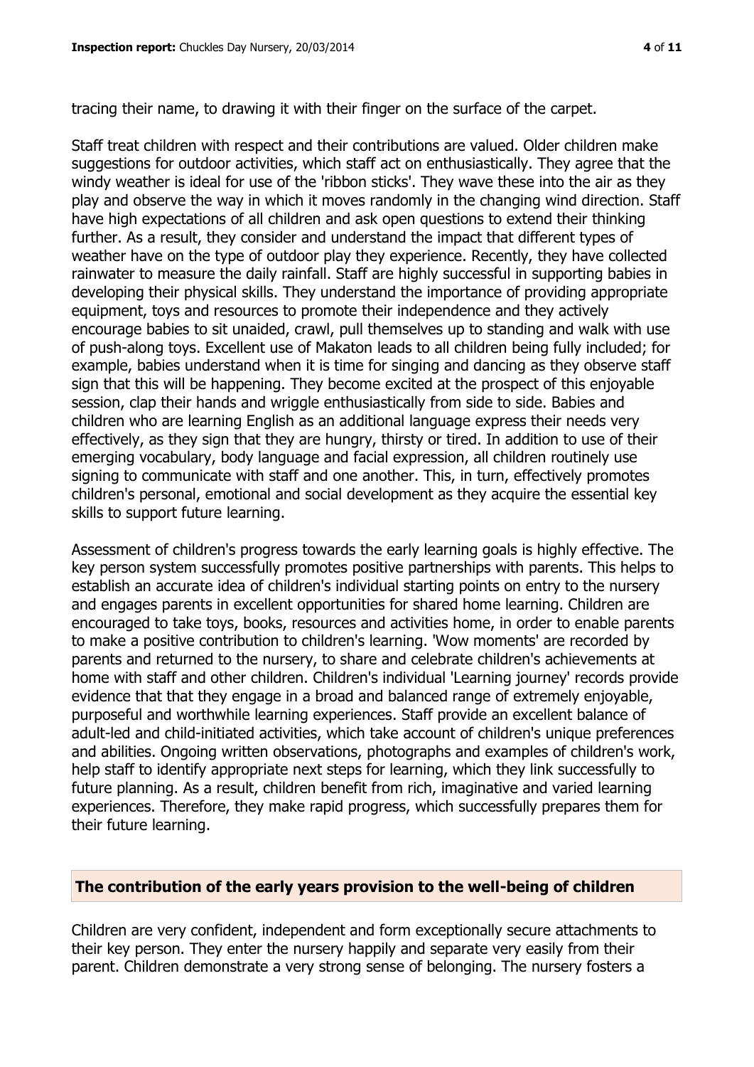tracing their name, to drawing it with their finger on the surface of the carpet.

Staff treat children with respect and their contributions are valued. Older children make suggestions for outdoor activities, which staff act on enthusiastically. They agree that the windy weather is ideal for use of the 'ribbon sticks'. They wave these into the air as they play and observe the way in which it moves randomly in the changing wind direction. Staff have high expectations of all children and ask open questions to extend their thinking further. As a result, they consider and understand the impact that different types of weather have on the type of outdoor play they experience. Recently, they have collected rainwater to measure the daily rainfall. Staff are highly successful in supporting babies in developing their physical skills. They understand the importance of providing appropriate equipment, toys and resources to promote their independence and they actively encourage babies to sit unaided, crawl, pull themselves up to standing and walk with use of push-along toys. Excellent use of Makaton leads to all children being fully included; for example, babies understand when it is time for singing and dancing as they observe staff sign that this will be happening. They become excited at the prospect of this enjoyable session, clap their hands and wriggle enthusiastically from side to side. Babies and children who are learning English as an additional language express their needs very effectively, as they sign that they are hungry, thirsty or tired. In addition to use of their emerging vocabulary, body language and facial expression, all children routinely use signing to communicate with staff and one another. This, in turn, effectively promotes children's personal, emotional and social development as they acquire the essential key skills to support future learning.

Assessment of children's progress towards the early learning goals is highly effective. The key person system successfully promotes positive partnerships with parents. This helps to establish an accurate idea of children's individual starting points on entry to the nursery and engages parents in excellent opportunities for shared home learning. Children are encouraged to take toys, books, resources and activities home, in order to enable parents to make a positive contribution to children's learning. 'Wow moments' are recorded by parents and returned to the nursery, to share and celebrate children's achievements at home with staff and other children. Children's individual 'Learning journey' records provide evidence that that they engage in a broad and balanced range of extremely enjoyable, purposeful and worthwhile learning experiences. Staff provide an excellent balance of adult-led and child-initiated activities, which take account of children's unique preferences and abilities. Ongoing written observations, photographs and examples of children's work, help staff to identify appropriate next steps for learning, which they link successfully to future planning. As a result, children benefit from rich, imaginative and varied learning experiences. Therefore, they make rapid progress, which successfully prepares them for their future learning.

## The contribution of the early years provision to the well-being of children

Children are very confident, independent and form exceptionally secure attachments to their key person. They enter the nursery happily and separate very easily from their parent. Children demonstrate a very strong sense of belonging. The nursery fosters a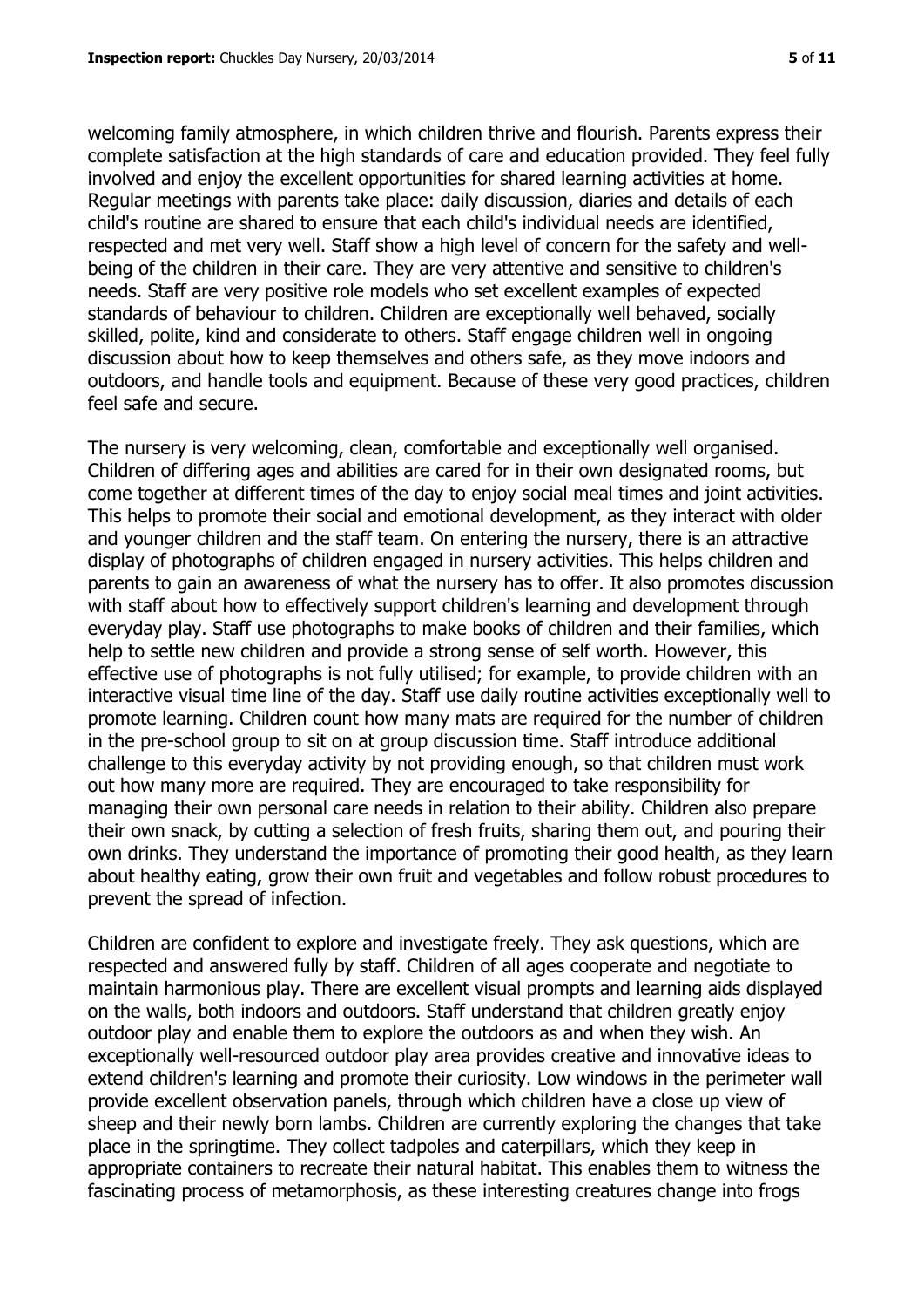welcoming family atmosphere, in which children thrive and flourish. Parents express their complete satisfaction at the high standards of care and education provided. They feel fully involved and enjoy the excellent opportunities for shared learning activities at home. Regular meetings with parents take place: daily discussion, diaries and details of each child's routine are shared to ensure that each child's individual needs are identified, respected and met very well. Staff show a high level of concern for the safety and well-being of the children in their care. They are very attentive and sensitive to children's needs. Staff are very positive role models who set excellent examples of expected standards of behaviour to children. Children are exceptionally well behaved, socially skilled, polite, kind and considerate to others. Staff engage children well in ongoing discussion about how to keep themselves and others safe, as they move indoors and outdoors, and handle tools and equipment. Because of these very good practices, children feel safe and secure.

The nursery is very welcoming, clean, comfortable and exceptionally well organised. Children of differing ages and abilities are cared for in their own designated rooms, but come together at different times of the day to enjoy social meal times and joint activities. This helps to promote their social and emotional development, as they interact with older and younger children and the staff team. On entering the nursery, there is an attractive display of photographs of children engaged in nursery activities. This helps children and parents to gain an awareness of what the nursery has to offer. It also promotes discussion with staff about how to effectively support children's learning and development through everyday play. Staff use photographs to make books of children and their families, which help to settle new children and provide a strong sense of self worth. However, this effective use of photographs is not fully utilised; for example, to provide children with an interactive visual time line of the day. Staff use daily routine activities exceptionally well to promote learning. Children count how many mats are required for the number of children in the pre-school group to sit on at group discussion time. Staff introduce additional challenge to this everyday activity by not providing enough, so that children must work out how many more are required. They are encouraged to take responsibility for managing their own personal care needs in relation to their ability. Children also prepare their own snack, by cutting a selection of fresh fruits, sharing them out, and pouring their own drinks. They understand the importance of promoting their good health, as they learn about healthy eating, grow their own fruit and vegetables and follow robust procedures to prevent the spread of infection.

Children are confident to explore and investigate freely. They ask questions, which are respected and answered fully by staff. Children of all ages cooperate and negotiate to maintain harmonious play. There are excellent visual prompts and learning aids displayed on the walls, both indoors and outdoors. Staff understand that children greatly enjoy outdoor play and enable them to explore the outdoors as and when they wish. An exceptionally well-resourced outdoor play area provides creative and innovative ideas to extend children's learning and promote their curiosity. Low windows in the perimeter wall provide excellent observation panels, through which children have a close up view of sheep and their newly born lambs. Children are currently exploring the changes that take place in the springtime. They collect tadpoles and caterpillars, which they keep in appropriate containers to recreate their natural habitat. This enables them to witness the fascinating process of metamorphosis, as these interesting creatures change into frogs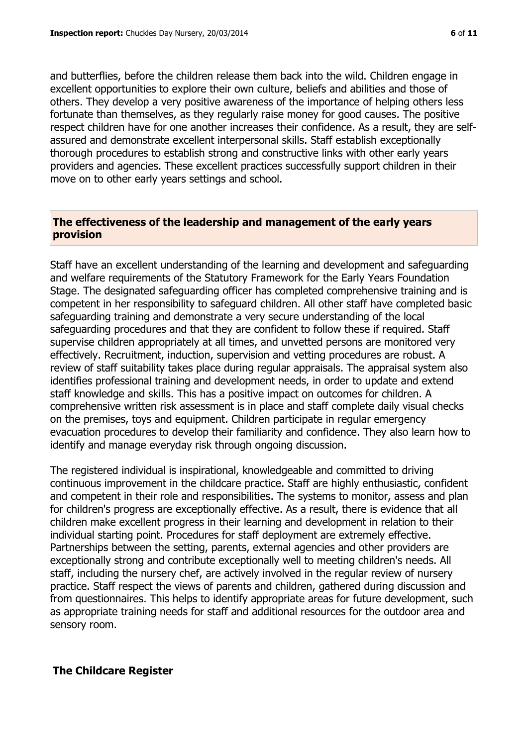and butterflies, before the children release them back into the wild. Children engage in excellent opportunities to explore their own culture, beliefs and abilities and those of others. They develop a very positive awareness of the importance of helping others less fortunate than themselves, as they regularly raise money for good causes. The positive respect children have for one another increases their confidence. As a result, they are self-assured and demonstrate excellent interpersonal skills. Staff establish exceptionally thorough procedures to establish strong and constructive links with other early years providers and agencies. These excellent practices successfully support children in their move on to other early years settings and school.

## The effectiveness of the leadership and management of the early years provision

Staff have an excellent understanding of the learning and development and safeguarding and welfare requirements of the Statutory Framework for the Early Years Foundation Stage. The designated safeguarding officer has completed comprehensive training and is competent in her responsibility to safeguard children. All other staff have completed basic safeguarding training and demonstrate a very secure understanding of the local safeguarding procedures and that they are confident to follow these if required. Staff supervise children appropriately at all times, and unvetted persons are monitored very effectively. Recruitment, induction, supervision and vetting procedures are robust. A review of staff suitability takes place during regular appraisals. The appraisal system also identifies professional training and development needs, in order to update and extend staff knowledge and skills. This has a positive impact on outcomes for children. A comprehensive written risk assessment is in place and staff complete daily visual checks on the premises, toys and equipment. Children participate in regular emergency evacuation procedures to develop their familiarity and confidence. They also learn how to identify and manage everyday risk through ongoing discussion.

The registered individual is inspirational, knowledgeable and committed to driving continuous improvement in the childcare practice. Staff are highly enthusiastic, confident and competent in their role and responsibilities. The systems to monitor, assess and plan for children's progress are exceptionally effective. As a result, there is evidence that all children make excellent progress in their learning and development in relation to their individual starting point. Procedures for staff deployment are extremely effective. Partnerships between the setting, parents, external agencies and other providers are exceptionally strong and contribute exceptionally well to meeting children's needs. All staff, including the nursery chef, are actively involved in the regular review of nursery practice. Staff respect the views of parents and children, gathered during discussion and from questionnaires. This helps to identify appropriate areas for future development, such as appropriate training needs for staff and additional resources for the outdoor area and sensory room.

## The Childcare Register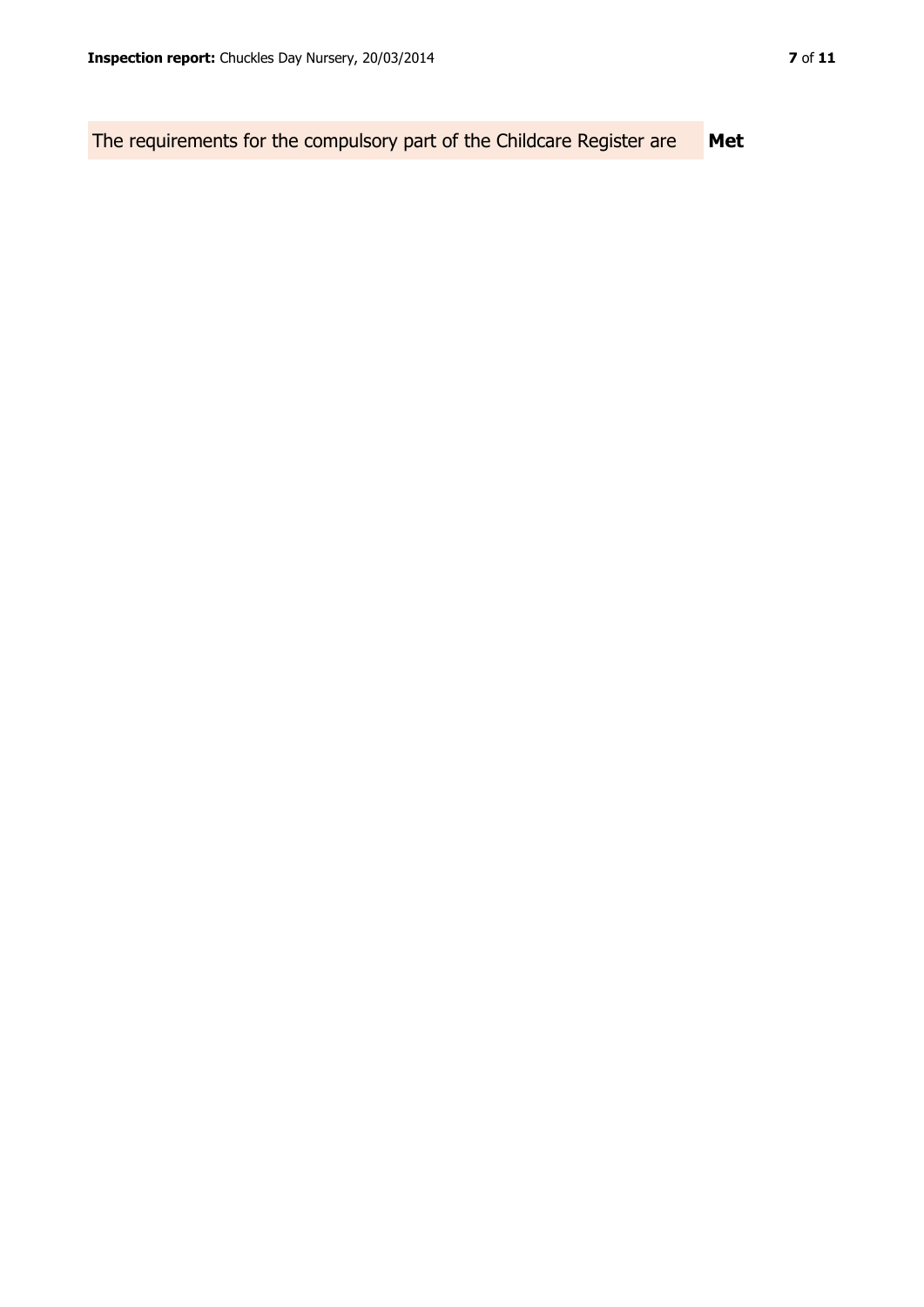| | |
|---|---|
| The requirements for the compulsory part of the Childcare Register are | **Met** |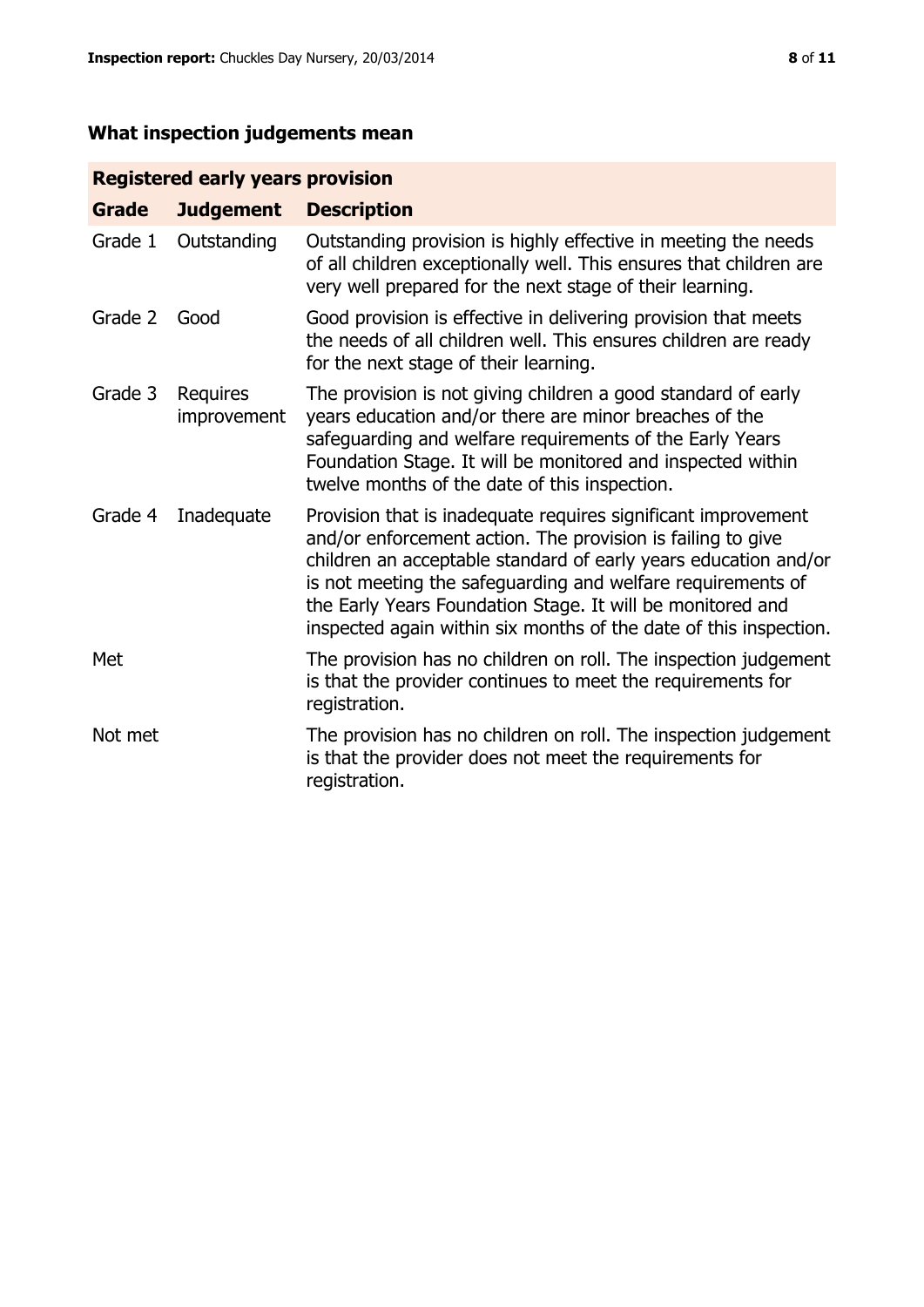## What inspection judgements mean

| Registered early years provision | | |
|---|---|---|
| **Grade** | **Judgement** | **Description** |
| Grade 1 | Outstanding | Outstanding provision is highly effective in meeting the needs of all children exceptionally well. This ensures that children are very well prepared for the next stage of their learning. |
| Grade 2 | Good | Good provision is effective in delivering provision that meets the needs of all children well. This ensures children are ready for the next stage of their learning. |
| Grade 3 | Requires improvement | The provision is not giving children a good standard of early years education and/or there are minor breaches of the safeguarding and welfare requirements of the Early Years Foundation Stage. It will be monitored and inspected within twelve months of the date of this inspection. |
| Grade 4 | Inadequate | Provision that is inadequate requires significant improvement and/or enforcement action. The provision is failing to give children an acceptable standard of early years education and/or is not meeting the safeguarding and welfare requirements of the Early Years Foundation Stage. It will be monitored and inspected again within six months of the date of this inspection. |
| Met | | The provision has no children on roll. The inspection judgement is that the provider continues to meet the requirements for registration. |
| Not met | | The provision has no children on roll. The inspection judgement is that the provider does not meet the requirements for registration. |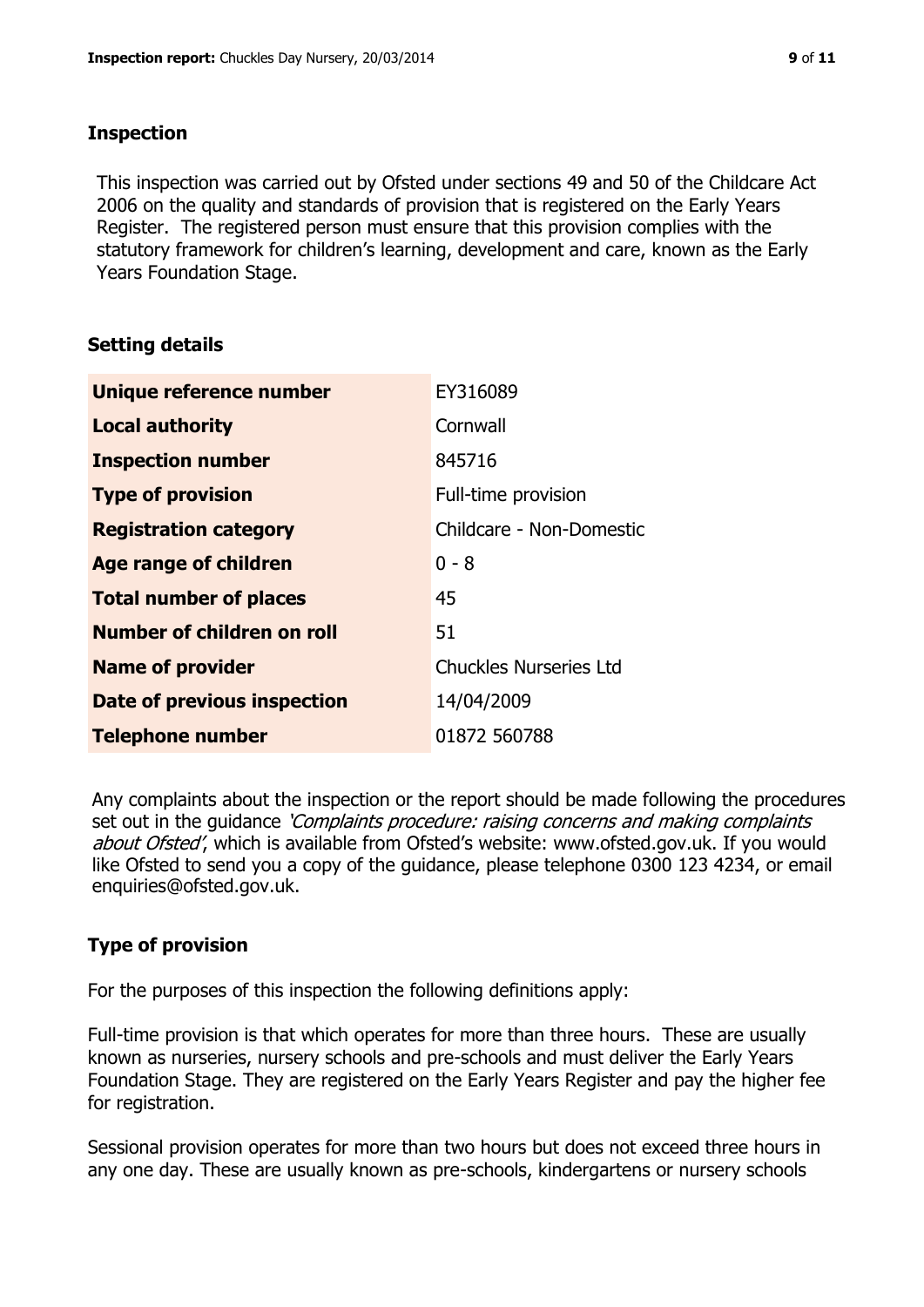## Inspection

This inspection was carried out by Ofsted under sections 49 and 50 of the Childcare Act 2006 on the quality and standards of provision that is registered on the Early Years Register. The registered person must ensure that this provision complies with the statutory framework for children's learning, development and care, known as the Early Years Foundation Stage.

## Setting details

| | |
|---|---|
| **Unique reference number** | EY316089 |
| **Local authority** | Cornwall |
| **Inspection number** | 845716 |
| **Type of provision** | Full-time provision |
| **Registration category** | Childcare - Non-Domestic |
| **Age range of children** | 0 - 8 |
| **Total number of places** | 45 |
| **Number of children on roll** | 51 |
| **Name of provider** | Chuckles Nurseries Ltd |
| **Date of previous inspection** | 14/04/2009 |
| **Telephone number** | 01872 560788 |

Any complaints about the inspection or the report should be made following the procedures set out in the guidance *'Complaints procedure: raising concerns and making complaints about Ofsted'*, which is available from Ofsted's website: www.ofsted.gov.uk. If you would like Ofsted to send you a copy of the guidance, please telephone 0300 123 4234, or email enquiries@ofsted.gov.uk.

## Type of provision

For the purposes of this inspection the following definitions apply:

Full-time provision is that which operates for more than three hours. These are usually known as nurseries, nursery schools and pre-schools and must deliver the Early Years Foundation Stage. They are registered on the Early Years Register and pay the higher fee for registration.

Sessional provision operates for more than two hours but does not exceed three hours in any one day. These are usually known as pre-schools, kindergartens or nursery schools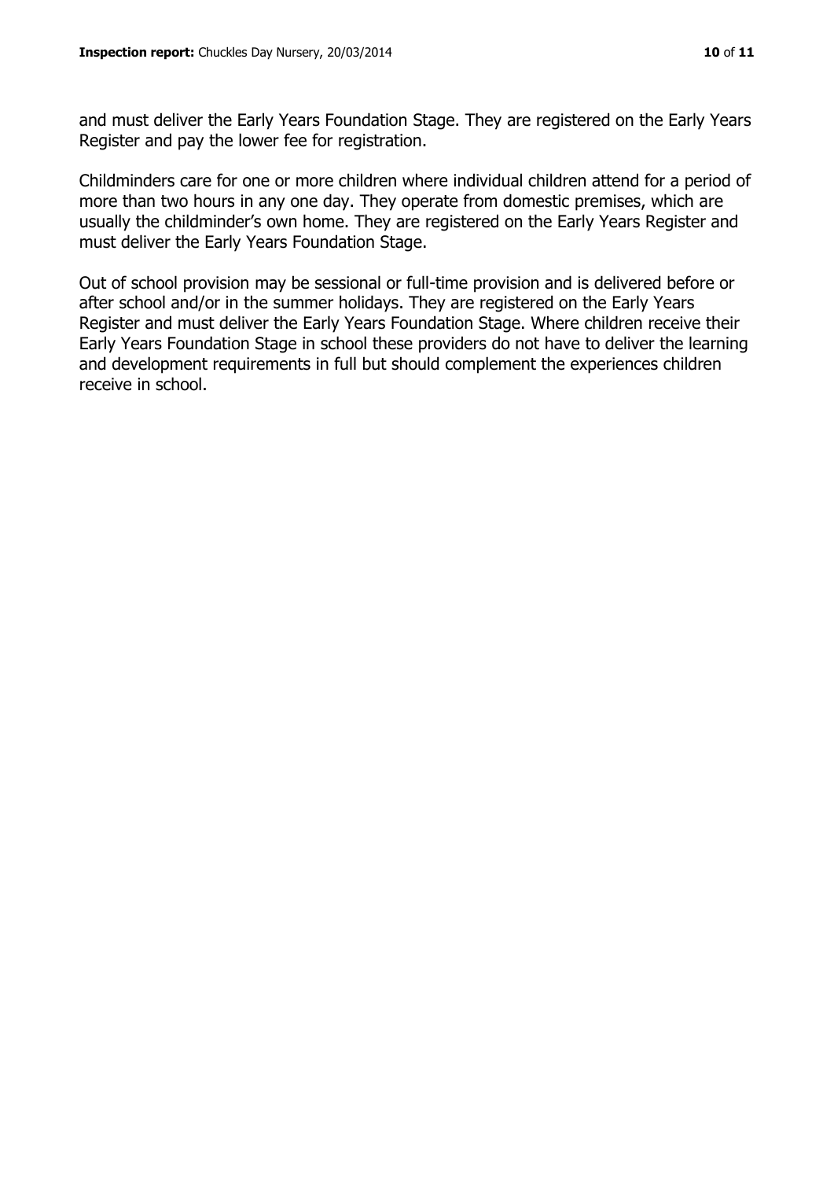and must deliver the Early Years Foundation Stage. They are registered on the Early Years Register and pay the lower fee for registration.

Childminders care for one or more children where individual children attend for a period of more than two hours in any one day. They operate from domestic premises, which are usually the childminder's own home. They are registered on the Early Years Register and must deliver the Early Years Foundation Stage.

Out of school provision may be sessional or full-time provision and is delivered before or after school and/or in the summer holidays. They are registered on the Early Years Register and must deliver the Early Years Foundation Stage. Where children receive their Early Years Foundation Stage in school these providers do not have to deliver the learning and development requirements in full but should complement the experiences children receive in school.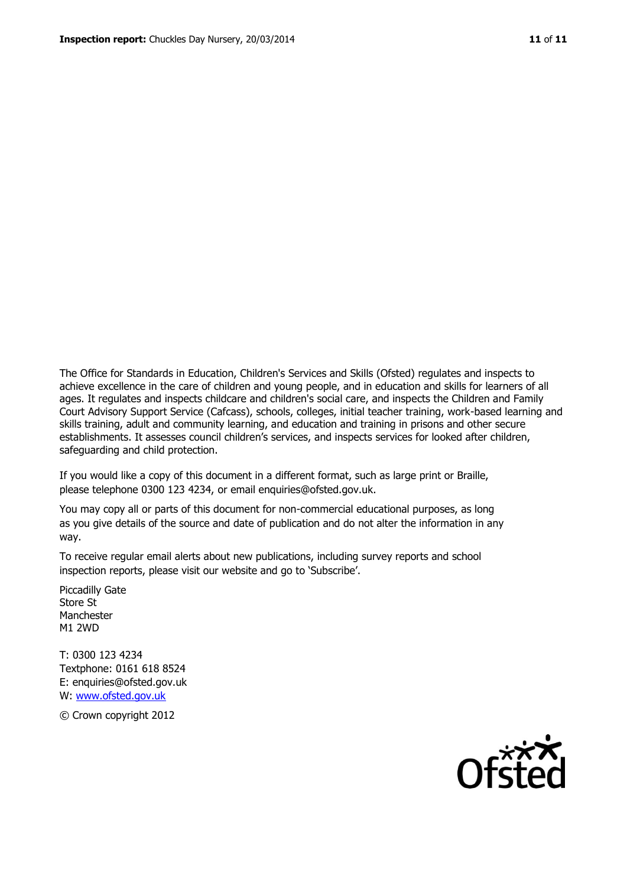The Office for Standards in Education, Children's Services and Skills (Ofsted) regulates and inspects to achieve excellence in the care of children and young people, and in education and skills for learners of all ages. It regulates and inspects childcare and children's social care, and inspects the Children and Family Court Advisory Support Service (Cafcass), schools, colleges, initial teacher training, work-based learning and skills training, adult and community learning, and education and training in prisons and other secure establishments. It assesses council children's services, and inspects services for looked after children, safeguarding and child protection.

If you would like a copy of this document in a different format, such as large print or Braille, please telephone 0300 123 4234, or email enquiries@ofsted.gov.uk.

You may copy all or parts of this document for non-commercial educational purposes, as long as you give details of the source and date of publication and do not alter the information in any way.

To receive regular email alerts about new publications, including survey reports and school inspection reports, please visit our website and go to 'Subscribe'.

Piccadilly Gate
Store St
Manchester
M1 2WD

T: 0300 123 4234
Textphone: 0161 618 8524
E: enquiries@ofsted.gov.uk
W: www.ofsted.gov.uk

© Crown copyright 2012

Ofsted